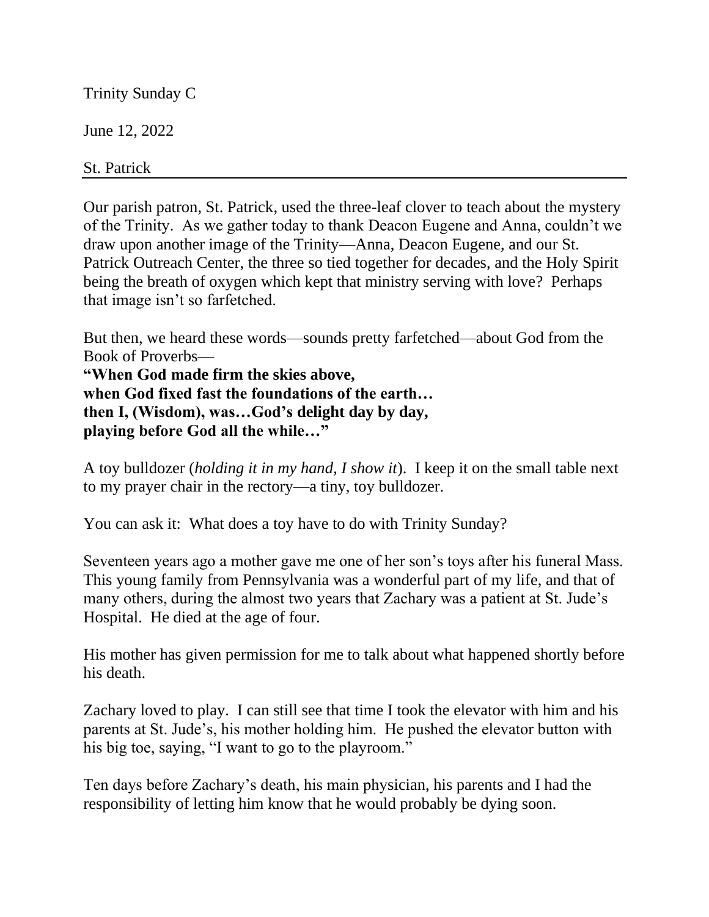Trinity Sunday C

June 12, 2022

St. Patrick

---

Our parish patron, St. Patrick, used the three-leaf clover to teach about the mystery of the Trinity. As we gather today to thank Deacon Eugene and Anna, couldn't we draw upon another image of the Trinity—Anna, Deacon Eugene, and our St. Patrick Outreach Center, the three so tied together for decades, and the Holy Spirit being the breath of oxygen which kept that ministry serving with love? Perhaps that image isn't so farfetched.

But then, we heard these words—sounds pretty farfetched—about God from the Book of Proverbs—
**"When God made firm the skies above,
when God fixed fast the foundations of the earth…
then I, (Wisdom), was…God's delight day by day,
playing before God all the while…"**

A toy bulldozer (*holding it in my hand, I show it*). I keep it on the small table next to my prayer chair in the rectory—a tiny, toy bulldozer.

You can ask it: What does a toy have to do with Trinity Sunday?

Seventeen years ago a mother gave me one of her son's toys after his funeral Mass. This young family from Pennsylvania was a wonderful part of my life, and that of many others, during the almost two years that Zachary was a patient at St. Jude's Hospital. He died at the age of four.

His mother has given permission for me to talk about what happened shortly before his death.

Zachary loved to play. I can still see that time I took the elevator with him and his parents at St. Jude's, his mother holding him. He pushed the elevator button with his big toe, saying, "I want to go to the playroom."

Ten days before Zachary's death, his main physician, his parents and I had the responsibility of letting him know that he would probably be dying soon.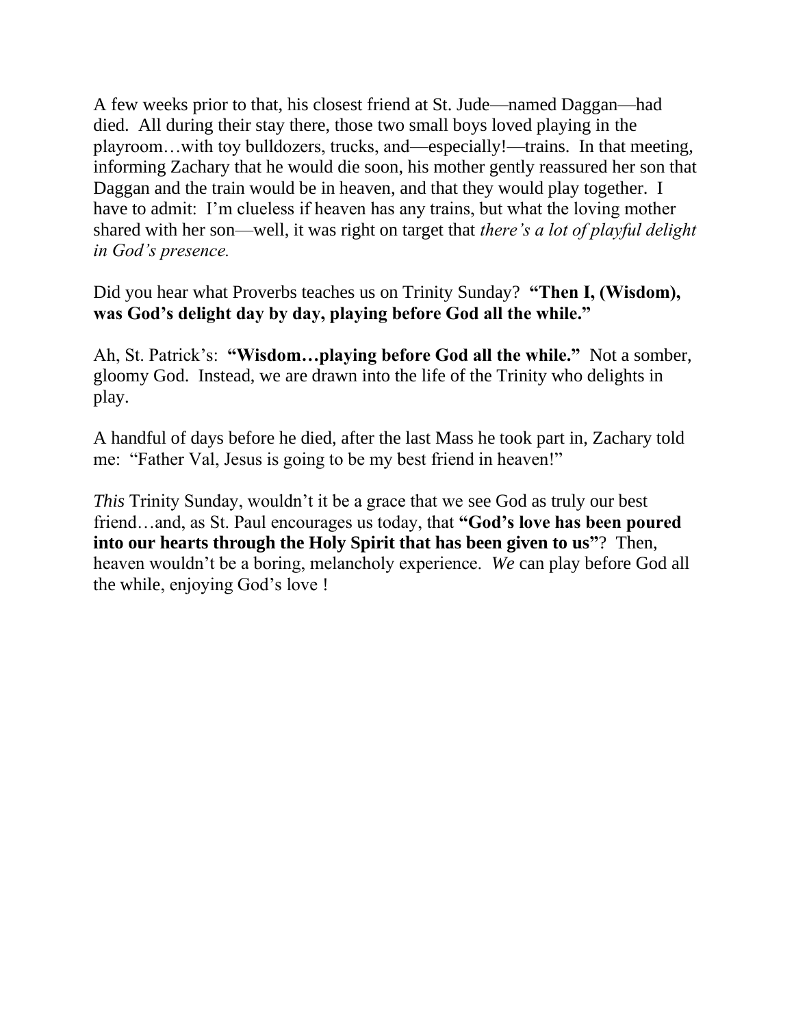A few weeks prior to that, his closest friend at St. Jude—named Daggan—had died. All during their stay there, those two small boys loved playing in the playroom…with toy bulldozers, trucks, and—especially!—trains. In that meeting, informing Zachary that he would die soon, his mother gently reassured her son that Daggan and the train would be in heaven, and that they would play together. I have to admit: I'm clueless if heaven has any trains, but what the loving mother shared with her son—well, it was right on target that *there's a lot of playful delight in God's presence.*

Did you hear what Proverbs teaches us on Trinity Sunday? **"Then I, (Wisdom), was God's delight day by day, playing before God all the while."**

Ah, St. Patrick's: **"Wisdom…playing before God all the while."** Not a somber, gloomy God. Instead, we are drawn into the life of the Trinity who delights in play.

A handful of days before he died, after the last Mass he took part in, Zachary told me: "Father Val, Jesus is going to be my best friend in heaven!"

*This* Trinity Sunday, wouldn't it be a grace that we see God as truly our best friend…and, as St. Paul encourages us today, that **"God's love has been poured into our hearts through the Holy Spirit that has been given to us"**? Then, heaven wouldn't be a boring, melancholy experience. *We* can play before God all the while, enjoying God's love !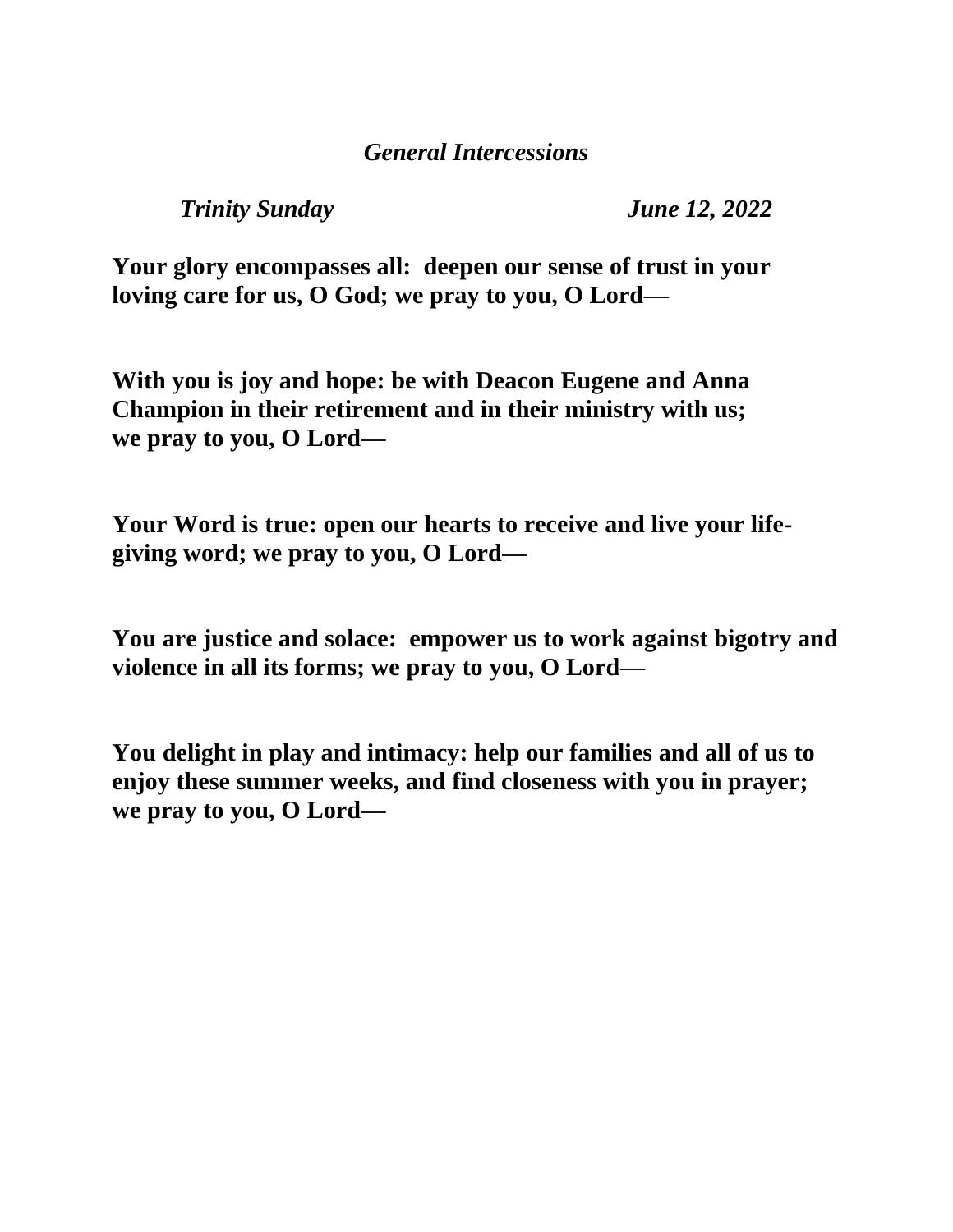*General Intercessions*

***Trinity Sunday*** ***June 12, 2022***

**Your glory encompasses all: deepen our sense of trust in your loving care for us, O God; we pray to you, O Lord—**

**With you is joy and hope: be with Deacon Eugene and Anna Champion in their retirement and in their ministry with us; we pray to you, O Lord—**

**Your Word is true: open our hearts to receive and live your life-giving word; we pray to you, O Lord—**

**You are justice and solace: empower us to work against bigotry and violence in all its forms; we pray to you, O Lord—**

**You delight in play and intimacy: help our families and all of us to enjoy these summer weeks, and find closeness with you in prayer; we pray to you, O Lord—**